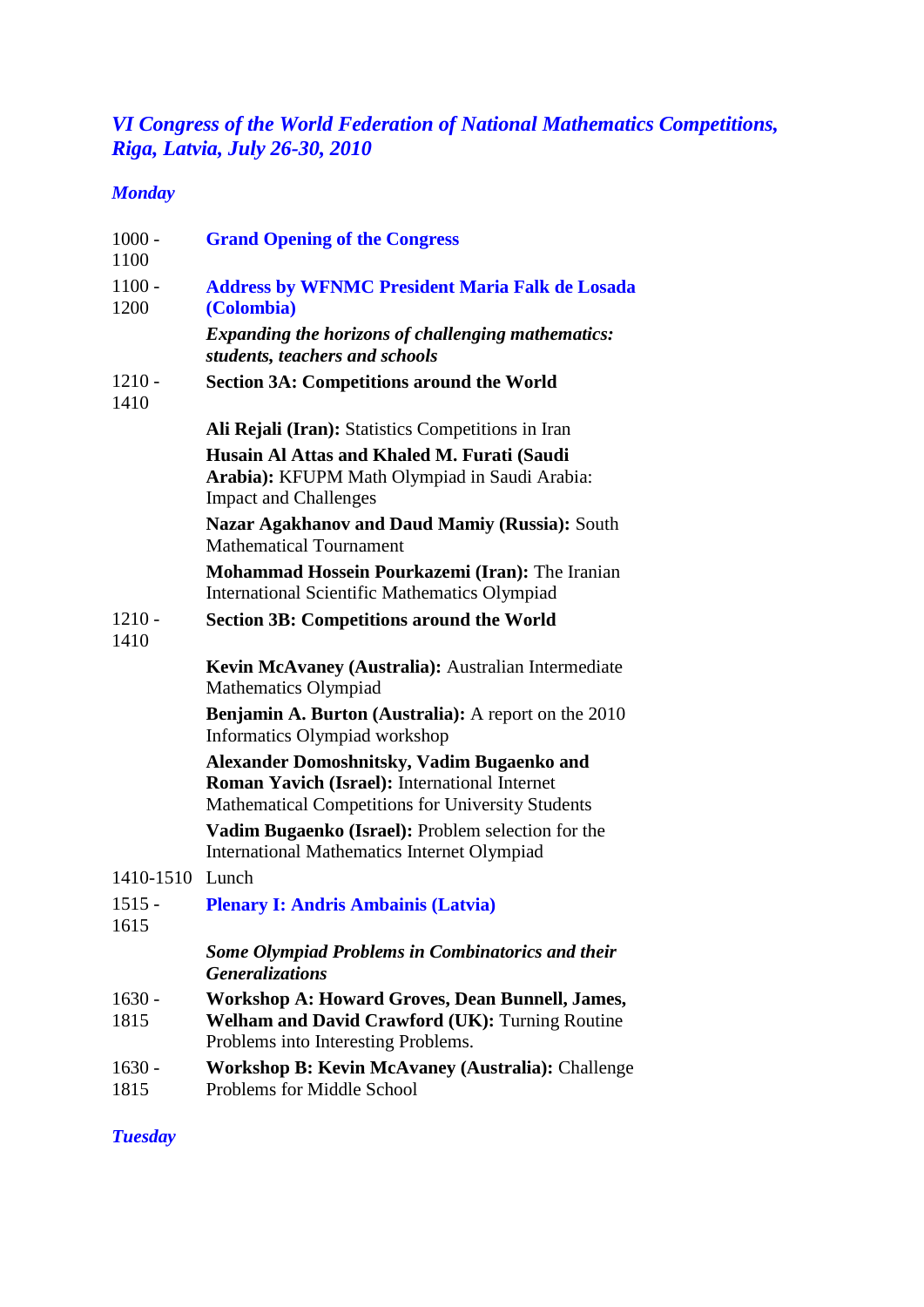# *VI Congress of the World Federation of National Mathematics Competitions, Riga, Latvia, July 26-30, 2010*

## *Monday*

| | |
|---|---|
| 1000 - 1100 | **Grand Opening of the Congress** |
| 1100 - 1200 | **Address by WFNMC President Maria Falk de Losada (Colombia)** |
| | ***Expanding the horizons of challenging mathematics: students, teachers and schools*** |
| 1210 - 1410 | **Section 3A: Competitions around the World** |
| | **Ali Rejali (Iran):** Statistics Competitions in Iran |
| | **Husain Al Attas and Khaled M. Furati (Saudi Arabia):** KFUPM Math Olympiad in Saudi Arabia: Impact and Challenges |
| | **Nazar Agakhanov and Daud Mamiy (Russia):** South Mathematical Tournament |
| | **Mohammad Hossein Pourkazemi (Iran):** The Iranian International Scientific Mathematics Olympiad |
| 1210 - 1410 | **Section 3B: Competitions around the World** |
| | **Kevin McAvaney (Australia):** Australian Intermediate Mathematics Olympiad |
| | **Benjamin A. Burton (Australia):** A report on the 2010 Informatics Olympiad workshop |
| | **Alexander Domoshnitsky, Vadim Bugaenko and Roman Yavich (Israel):** International Internet Mathematical Competitions for University Students |
| | **Vadim Bugaenko (Israel):** Problem selection for the International Mathematics Internet Olympiad |
| 1410-1510 | Lunch |
| 1515 - 1615 | **Plenary I: Andris Ambainis (Latvia)** |
| | ***Some Olympiad Problems in Combinatorics and their Generalizations*** |
| 1630 - 1815 | **Workshop A: Howard Groves, Dean Bunnell, James, Welham and David Crawford (UK):** Turning Routine Problems into Interesting Problems. |
| 1630 - 1815 | **Workshop B: Kevin McAvaney (Australia):** Challenge Problems for Middle School |

## *Tuesday*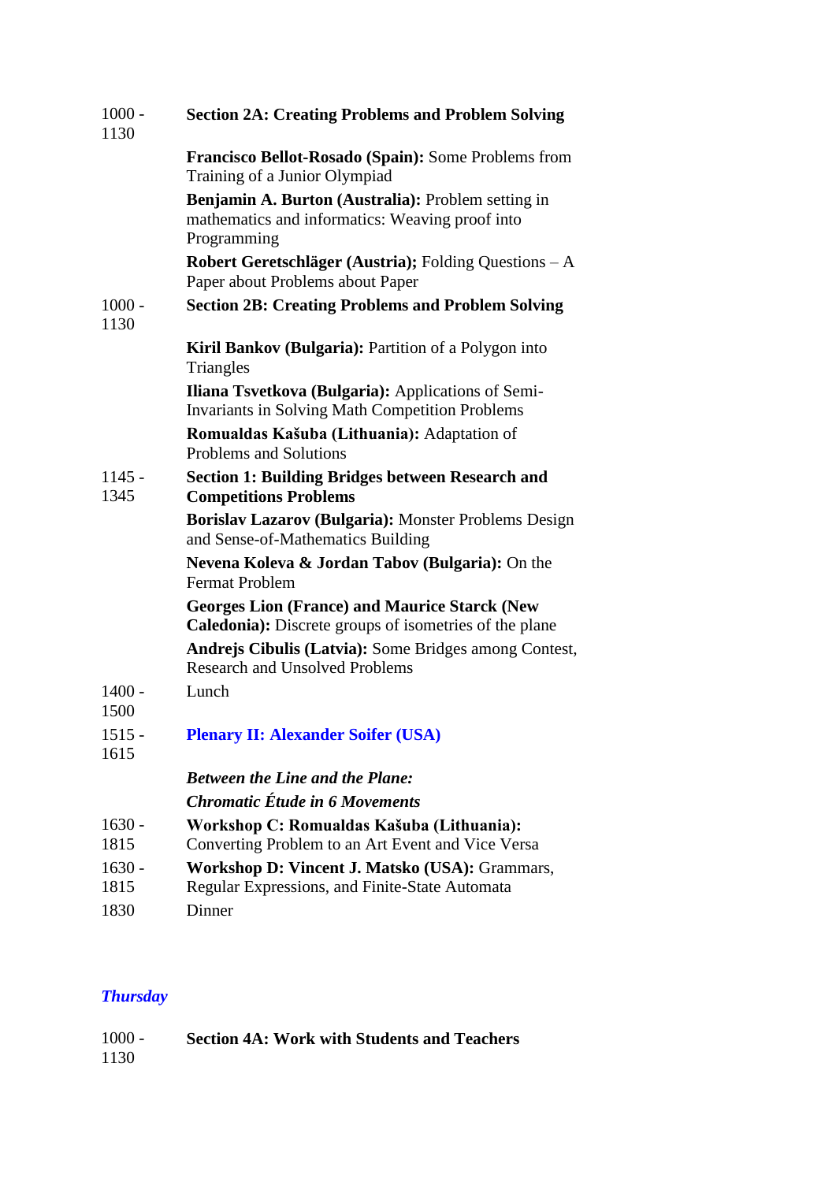| | |
|---|---|
| 1000 - 1130 | **Section 2A: Creating Problems and Problem Solving** |
| | **Francisco Bellot-Rosado (Spain):** Some Problems from Training of a Junior Olympiad |
| | **Benjamin A. Burton (Australia):** Problem setting in mathematics and informatics: Weaving proof into Programming |
| | **Robert Geretschläger (Austria);** Folding Questions – A Paper about Problems about Paper |
| 1000 - 1130 | **Section 2B: Creating Problems and Problem Solving** |
| | **Kiril Bankov (Bulgaria):** Partition of a Polygon into Triangles |
| | **Iliana Tsvetkova (Bulgaria):** Applications of Semi-Invariants in Solving Math Competition Problems |
| | **Romualdas Kašuba (Lithuania):** Adaptation of Problems and Solutions |
| 1145 - 1345 | **Section 1: Building Bridges between Research and Competitions Problems** |
| | **Borislav Lazarov (Bulgaria):** Monster Problems Design and Sense-of-Mathematics Building |
| | **Nevena Koleva & Jordan Tabov (Bulgaria):** On the Fermat Problem |
| | **Georges Lion (France) and Maurice Starck (New Caledonia):** Discrete groups of isometries of the plane |
| | **Andrejs Cibulis (Latvia):** Some Bridges among Contest, Research and Unsolved Problems |
| 1400 - 1500 | Lunch |
| 1515 - 1615 | **Plenary II: Alexander Soifer (USA)** |
| | ***Between the Line and the Plane:*** |
| | ***Chromatic Étude in 6 Movements*** |
| 1630 - 1815 | **Workshop C: Romualdas Kašuba (Lithuania):** Converting Problem to an Art Event and Vice Versa |
| 1630 - 1815 | **Workshop D: Vincent J. Matsko (USA):** Grammars, Regular Expressions, and Finite-State Automata |
| 1830 | Dinner |

## *Thursday*

| | |
|---|---|
| 1000 - 1130 | **Section 4A: Work with Students and Teachers** |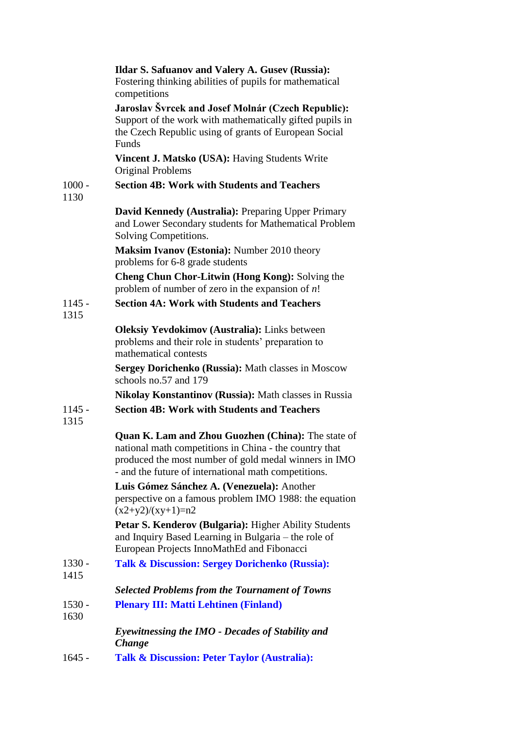**Ildar S. Safuanov and Valery A. Gusev (Russia):** Fostering thinking abilities of pupils for mathematical competitions

**Jaroslav Švrcek and Josef Molnár (Czech Republic):** Support of the work with mathematically gifted pupils in the Czech Republic using of grants of European Social Funds

**Vincent J. Matsko (USA):** Having Students Write Original Problems

1000 - 1130 **Section 4B: Work with Students and Teachers**

**David Kennedy (Australia):** Preparing Upper Primary and Lower Secondary students for Mathematical Problem Solving Competitions.

**Maksim Ivanov (Estonia):** Number 2010 theory problems for 6-8 grade students

**Cheng Chun Chor-Litwin (Hong Kong):** Solving the problem of number of zero in the expansion of $n$!

1145 - 1315 **Section 4A: Work with Students and Teachers**

**Oleksiy Yevdokimov (Australia):** Links between problems and their role in students' preparation to mathematical contests

**Sergey Dorichenko (Russia):** Math classes in Moscow schools no.57 and 179

**Nikolay Konstantinov (Russia):** Math classes in Russia

1145 - 1315 **Section 4B: Work with Students and Teachers**

**Quan K. Lam and Zhou Guozhen (China):** The state of national math competitions in China - the country that produced the most number of gold medal winners in IMO - and the future of international math competitions.

**Luis Gómez Sánchez A. (Venezuela):** Another perspective on a famous problem IMO 1988: the equation (x2+y2)/(xy+1)=n2

**Petar S. Kenderov (Bulgaria):** Higher Ability Students and Inquiry Based Learning in Bulgaria – the role of European Projects InnoMathEd and Fibonacci

1330 - 1415 **Talk & Discussion: Sergey Dorichenko (Russia):**

***Selected Problems from the Tournament of Towns***

1530 - 1630 **Plenary III: Matti Lehtinen (Finland)**

***Eyewitnessing the IMO - Decades of Stability and Change***

1645 - **Talk & Discussion: Peter Taylor (Australia):**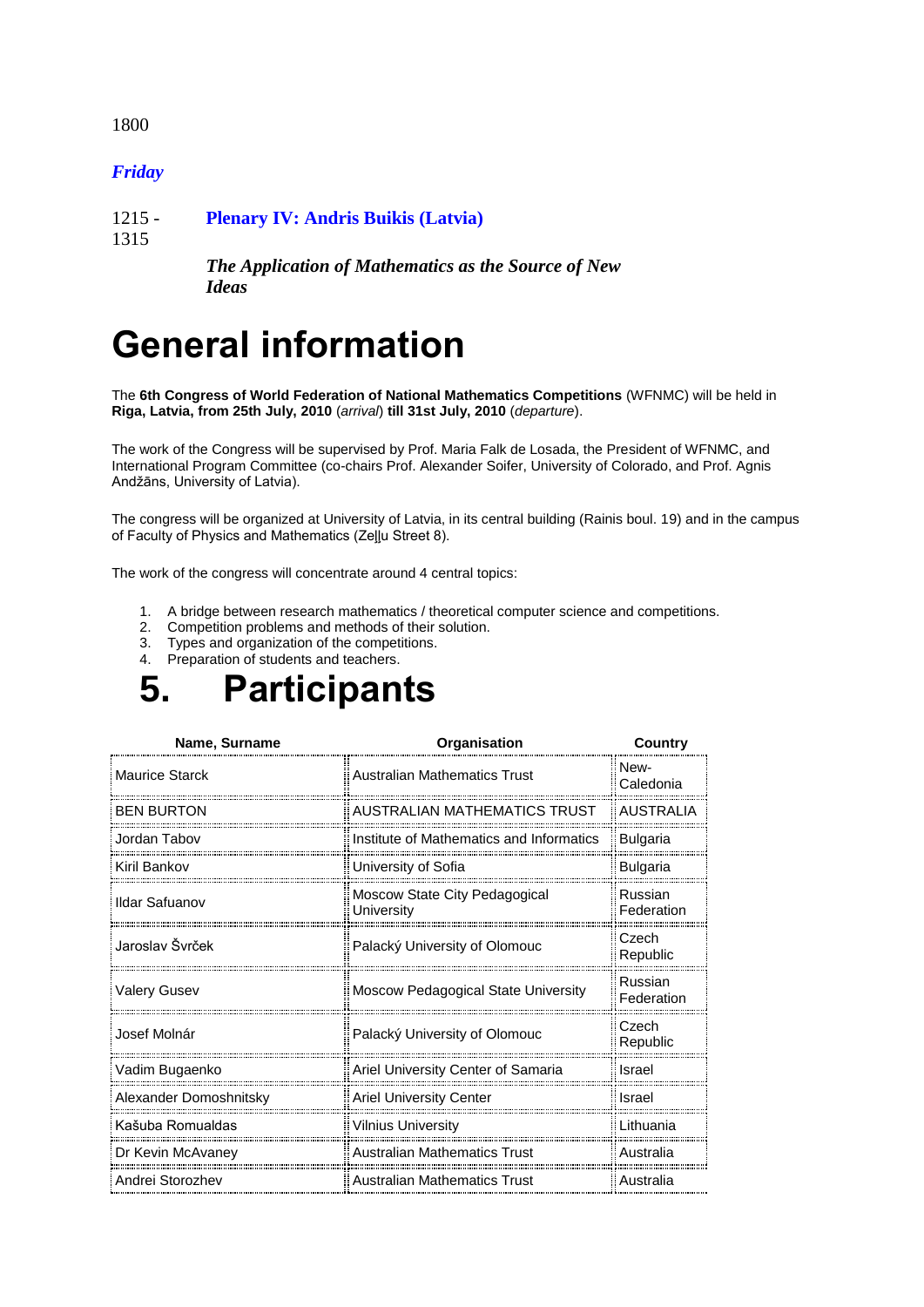1800

***Friday***

1215 - 1315 **Plenary IV: Andris Buikis (Latvia)**

***The Application of Mathematics as the Source of New Ideas***

# General information

The **6th Congress of World Federation of National Mathematics Competitions** (WFNMC) will be held in **Riga, Latvia, from 25th July, 2010** (*arrival*) **till 31st July, 2010** (*departure*).

The work of the Congress will be supervised by Prof. Maria Falk de Losada, the President of WFNMC, and International Program Committee (co-chairs Prof. Alexander Soifer, University of Colorado, and Prof. Agnis Andžāns, University of Latvia).

The congress will be organized at University of Latvia, in its central building (Rainis boul. 19) and in the campus of Faculty of Physics and Mathematics (Zeļļu Street 8).

The work of the congress will concentrate around 4 central topics:

1. A bridge between research mathematics / theoretical computer science and competitions.
2. Competition problems and methods of their solution.
3. Types and organization of the competitions.
4. Preparation of students and teachers.

# 5. Participants

| Name, Surname | Organisation | Country |
|---|---|---|
| Maurice Starck | Australian Mathematics Trust | New-Caledonia |
| BEN BURTON | AUSTRALIAN MATHEMATICS TRUST | AUSTRALIA |
| Jordan Tabov | Institute of Mathematics and Informatics | Bulgaria |
| Kiril Bankov | University of Sofia | Bulgaria |
| Ildar Safuanov | Moscow State City Pedagogical University | Russian Federation |
| Jaroslav Švrček | Palacký University of Olomouc | Czech Republic |
| Valery Gusev | Moscow Pedagogical State University | Russian Federation |
| Josef Molnár | Palacký University of Olomouc | Czech Republic |
| Vadim Bugaenko | Ariel University Center of Samaria | Israel |
| Alexander Domoshnitsky | Ariel University Center | Israel |
| Kašuba Romualdas | Vilnius University | Lithuania |
| Dr Kevin McAvaney | Australian Mathematics Trust | Australia |
| Andrei Storozhev | Australian Mathematics Trust | Australia |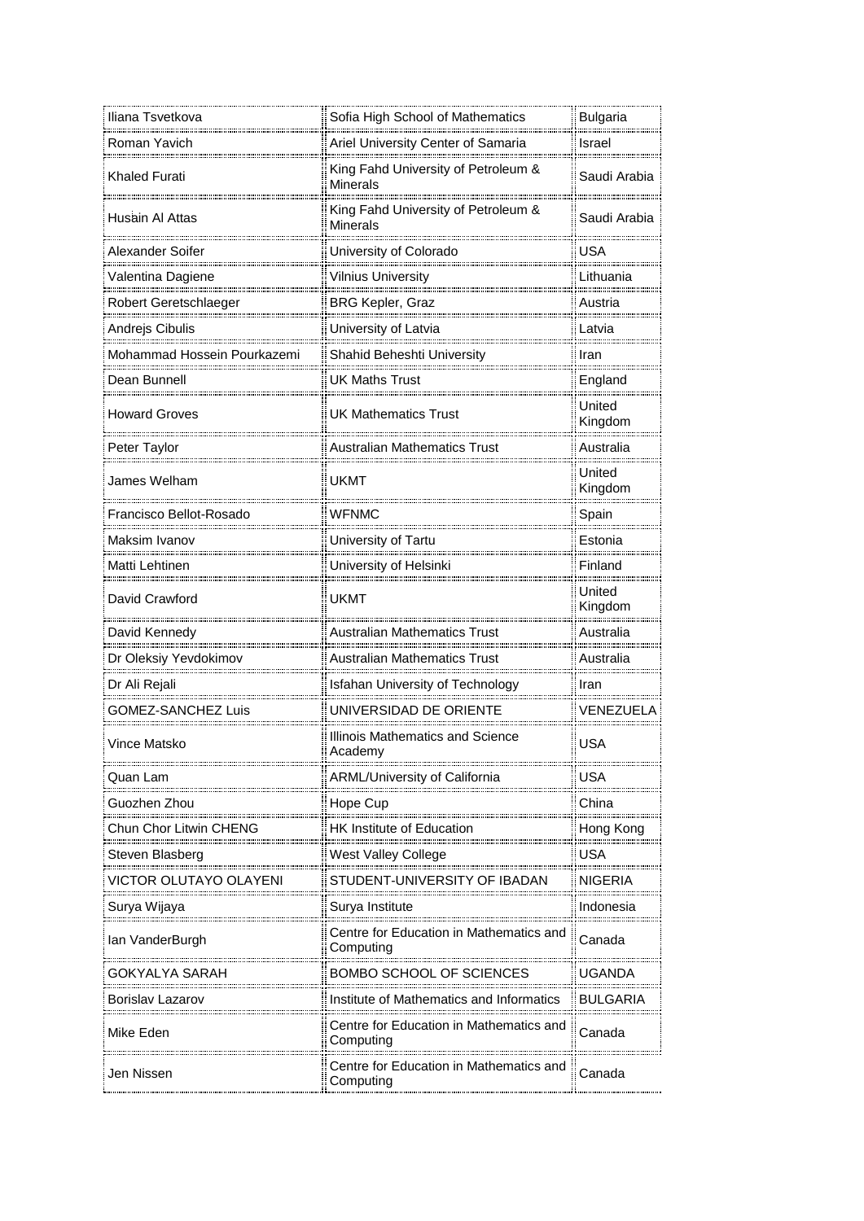| | | |
|---|---|---|
| Iliana Tsvetkova | Sofia High School of Mathematics | Bulgaria |
| Roman Yavich | Ariel University Center of Samaria | Israel |
| Khaled Furati | King Fahd University of Petroleum & Minerals | Saudi Arabia |
| Husain Al Attas | King Fahd University of Petroleum & Minerals | Saudi Arabia |
| Alexander Soifer | University of Colorado | USA |
| Valentina Dagiene | Vilnius University | Lithuania |
| Robert Geretschlaeger | BRG Kepler, Graz | Austria |
| Andrejs Cibulis | University of Latvia | Latvia |
| Mohammad Hossein Pourkazemi | Shahid Beheshti University | Iran |
| Dean Bunnell | UK Maths Trust | England |
| Howard Groves | UK Mathematics Trust | United Kingdom |
| Peter Taylor | Australian Mathematics Trust | Australia |
| James Welham | UKMT | United Kingdom |
| Francisco Bellot-Rosado | WFNMC | Spain |
| Maksim Ivanov | University of Tartu | Estonia |
| Matti Lehtinen | University of Helsinki | Finland |
| David Crawford | UKMT | United Kingdom |
| David Kennedy | Australian Mathematics Trust | Australia |
| Dr Oleksiy Yevdokimov | Australian Mathematics Trust | Australia |
| Dr Ali Rejali | Isfahan University of Technology | Iran |
| GOMEZ-SANCHEZ Luis | UNIVERSIDAD DE ORIENTE | VENEZUELA |
| Vince Matsko | Illinois Mathematics and Science Academy | USA |
| Quan Lam | ARML/University of California | USA |
| Guozhen Zhou | Hope Cup | China |
| Chun Chor Litwin CHENG | HK Institute of Education | Hong Kong |
| Steven Blasberg | West Valley College | USA |
| VICTOR OLUTAYO OLAYENI | STUDENT-UNIVERSITY OF IBADAN | NIGERIA |
| Surya Wijaya | Surya Institute | Indonesia |
| Ian VanderBurgh | Centre for Education in Mathematics and Computing | Canada |
| GOKYALYA SARAH | BOMBO SCHOOL OF SCIENCES | UGANDA |
| Borislav Lazarov | Institute of Mathematics and Informatics | BULGARIA |
| Mike Eden | Centre for Education in Mathematics and Computing | Canada |
| Jen Nissen | Centre for Education in Mathematics and Computing | Canada |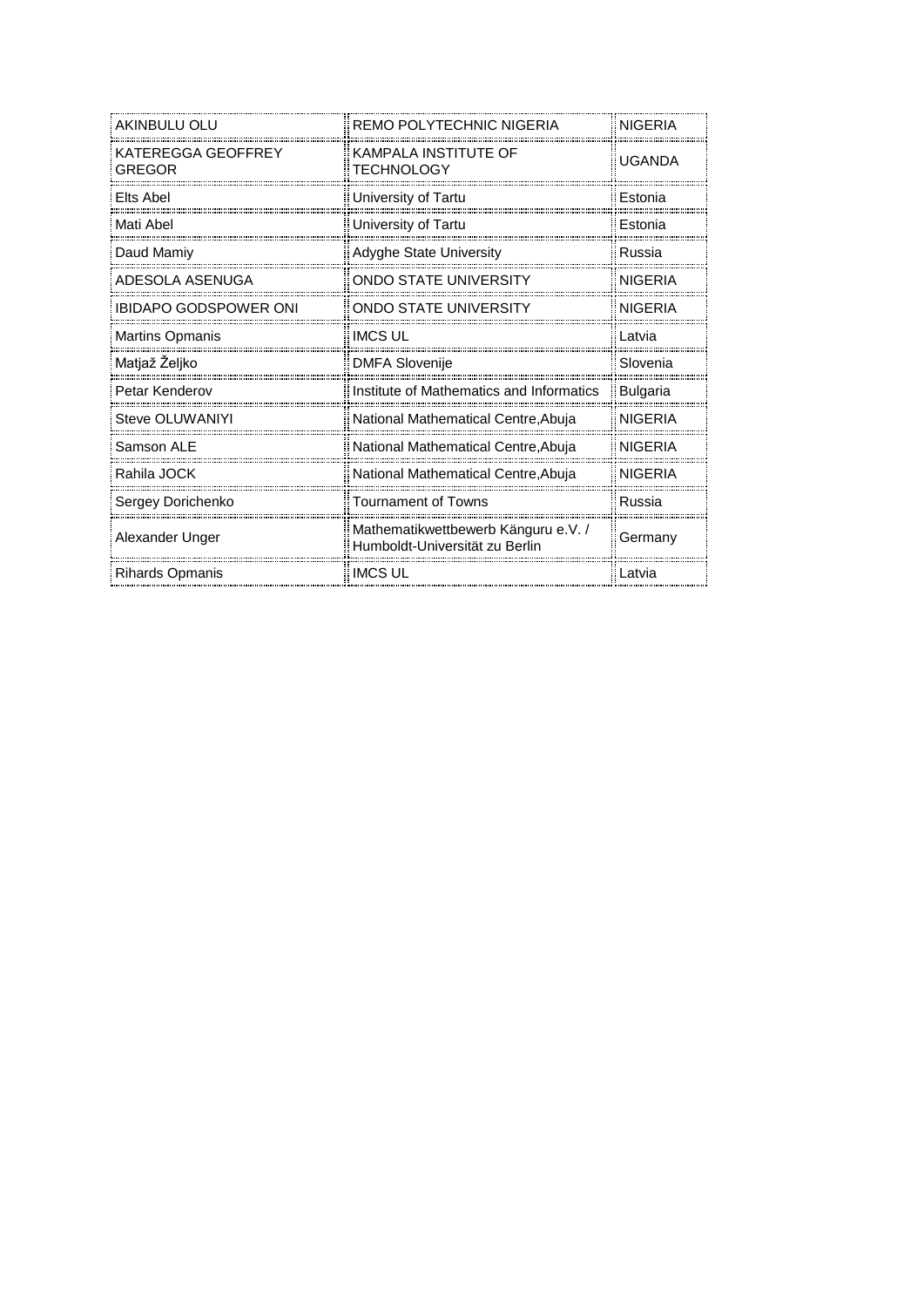| | | |
|---|---|---|
| AKINBULU OLU | REMO POLYTECHNIC NIGERIA | NIGERIA |
| KATEREGGA GEOFFREY GREGOR | KAMPALA INSTITUTE OF TECHNOLOGY | UGANDA |
| Elts Abel | University of Tartu | Estonia |
| Mati Abel | University of Tartu | Estonia |
| Daud Mamiy | Adyghe State University | Russia |
| ADESOLA ASENUGA | ONDO STATE UNIVERSITY | NIGERIA |
| IBIDAPO GODSPOWER ONI | ONDO STATE UNIVERSITY | NIGERIA |
| Martins Opmanis | IMCS UL | Latvia |
| Matjaž Željko | DMFA Slovenije | Slovenia |
| Petar Kenderov | Institute of Mathematics and Informatics | Bulgaria |
| Steve OLUWANIYI | National Mathematical Centre,Abuja | NIGERIA |
| Samson ALE | National Mathematical Centre,Abuja | NIGERIA |
| Rahila JOCK | National Mathematical Centre,Abuja | NIGERIA |
| Sergey Dorichenko | Tournament of Towns | Russia |
| Alexander Unger | Mathematikwettbewerb Känguru e.V. / Humboldt-Universität zu Berlin | Germany |
| Rihards Opmanis | IMCS UL | Latvia |